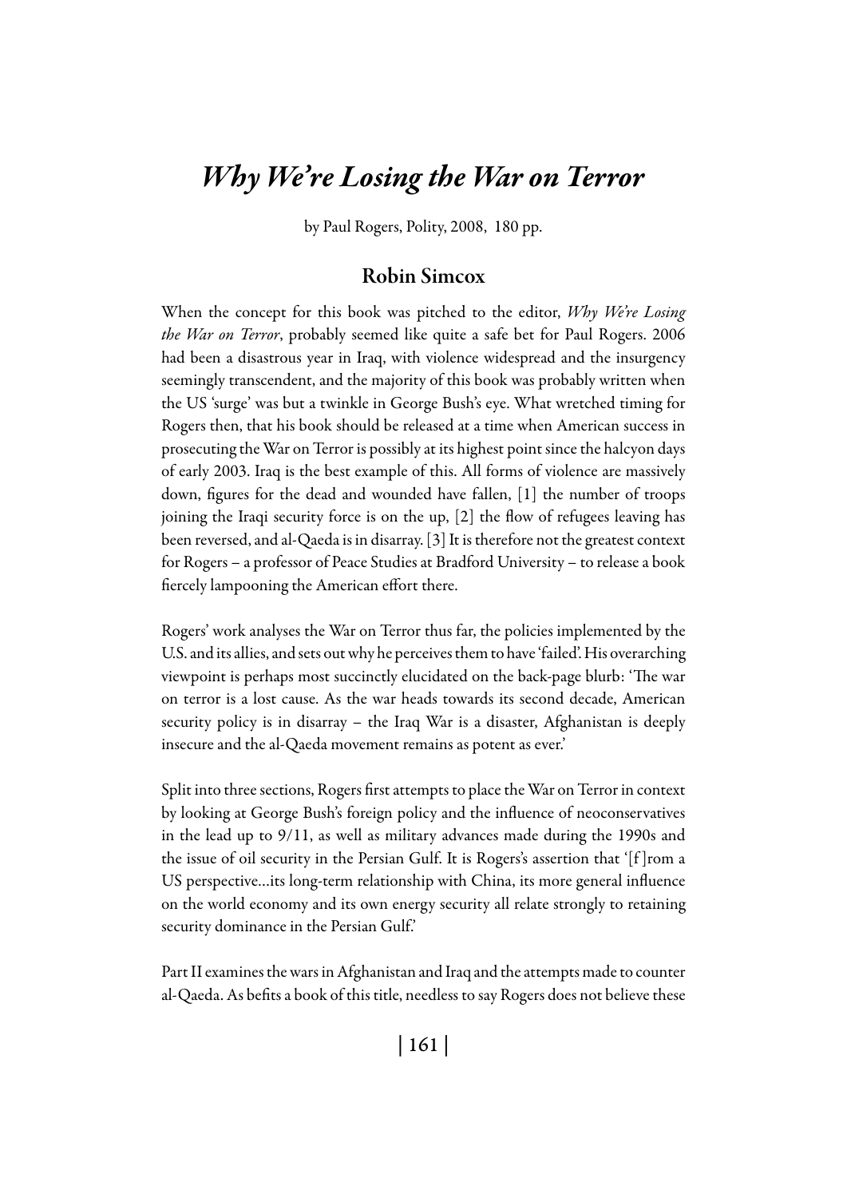# *Why We're Losing the War on Terror*

by Paul Rogers, Polity, 2008, 180 pp.

## Robin Simcox

When the concept for this book was pitched to the editor, *Why We're Losing the War on Terror*, probably seemed like quite a safe bet for Paul Rogers. 2006 had been a disastrous year in Iraq, with violence widespread and the insurgency seemingly transcendent, and the majority of this book was probably written when the US 'surge' was but a twinkle in George Bush's eye. What wretched timing for Rogers then, that his book should be released at a time when American success in prosecuting the War on Terror is possibly at its highest point since the halcyon days of early 2003. Iraq is the best example of this. All forms of violence are massively down, figures for the dead and wounded have fallen, [1] the number of troops joining the Iraqi security force is on the up, [2] the flow of refugees leaving has been reversed, and al-Qaeda is in disarray. [3] It is therefore not the greatest context for Rogers – a professor of Peace Studies at Bradford University – to release a book fiercely lampooning the American effort there.

Rogers' work analyses the War on Terror thus far, the policies implemented by the U.S. and its allies, and sets out why he perceives them to have 'failed'. His overarching viewpoint is perhaps most succinctly elucidated on the back-page blurb: 'The war on terror is a lost cause. As the war heads towards its second decade, American security policy is in disarray – the Iraq War is a disaster, Afghanistan is deeply insecure and the al-Qaeda movement remains as potent as ever.'

Split into three sections, Rogers first attempts to place the War on Terror in context by looking at George Bush's foreign policy and the influence of neoconservatives in the lead up to 9/11, as well as military advances made during the 1990s and the issue of oil security in the Persian Gulf. It is Rogers's assertion that '[f]rom a US perspective…its long-term relationship with China, its more general influence on the world economy and its own energy security all relate strongly to retaining security dominance in the Persian Gulf.'

Part II examines the wars in Afghanistan and Iraq and the attempts made to counter al-Qaeda. As befits a book of this title, needless to say Rogers does not believe these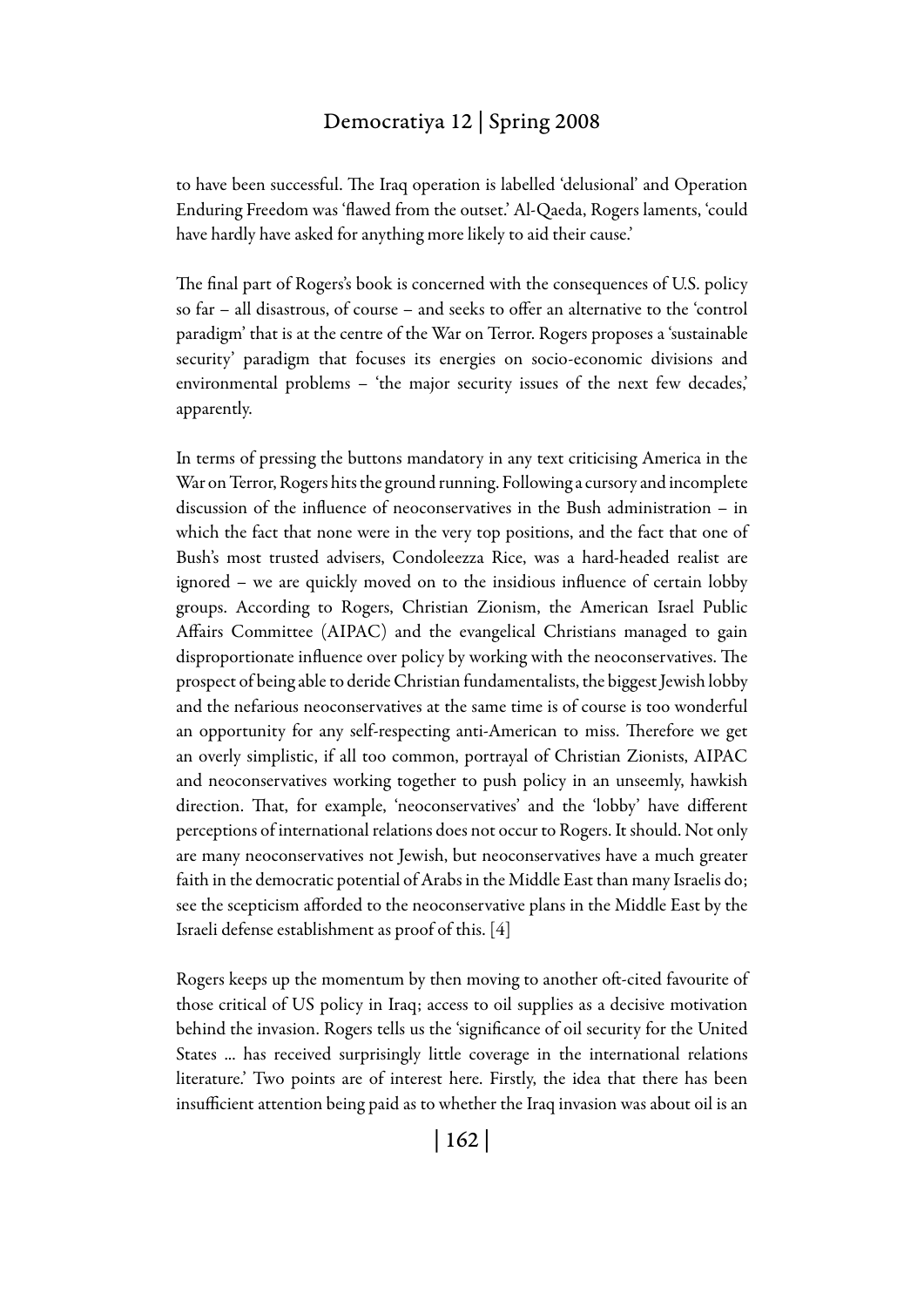to have been successful. The Iraq operation is labelled 'delusional' and Operation Enduring Freedom was 'flawed from the outset.' Al-Qaeda, Rogers laments, 'could have hardly have asked for anything more likely to aid their cause.'

The final part of Rogers's book is concerned with the consequences of U.S. policy so far – all disastrous, of course – and seeks to offer an alternative to the 'control paradigm' that is at the centre of the War on Terror. Rogers proposes a 'sustainable security' paradigm that focuses its energies on socio-economic divisions and environmental problems – 'the major security issues of the next few decades,' apparently.

In terms of pressing the buttons mandatory in any text criticising America in the War on Terror, Rogers hits the ground running. Following a cursory and incomplete discussion of the influence of neoconservatives in the Bush administration – in which the fact that none were in the very top positions, and the fact that one of Bush's most trusted advisers, Condoleezza Rice, was a hard-headed realist are ignored – we are quickly moved on to the insidious influence of certain lobby groups. According to Rogers, Christian Zionism, the American Israel Public Affairs Committee (AIPAC) and the evangelical Christians managed to gain disproportionate influence over policy by working with the neoconservatives. The prospect of being able to deride Christian fundamentalists, the biggest Jewish lobby and the nefarious neoconservatives at the same time is of course is too wonderful an opportunity for any self-respecting anti-American to miss. Therefore we get an overly simplistic, if all too common, portrayal of Christian Zionists, AIPAC and neoconservatives working together to push policy in an unseemly, hawkish direction. That, for example, 'neoconservatives' and the 'lobby' have different perceptions of international relations does not occur to Rogers. It should. Not only are many neoconservatives not Jewish, but neoconservatives have a much greater faith in the democratic potential of Arabs in the Middle East than many Israelis do; see the scepticism afforded to the neoconservative plans in the Middle East by the Israeli defense establishment as proof of this. [4]

Rogers keeps up the momentum by then moving to another oft-cited favourite of those critical of US policy in Iraq; access to oil supplies as a decisive motivation behind the invasion. Rogers tells us the 'significance of oil security for the United States ... has received surprisingly little coverage in the international relations literature.' Two points are of interest here. Firstly, the idea that there has been insufficient attention being paid as to whether the Iraq invasion was about oil is an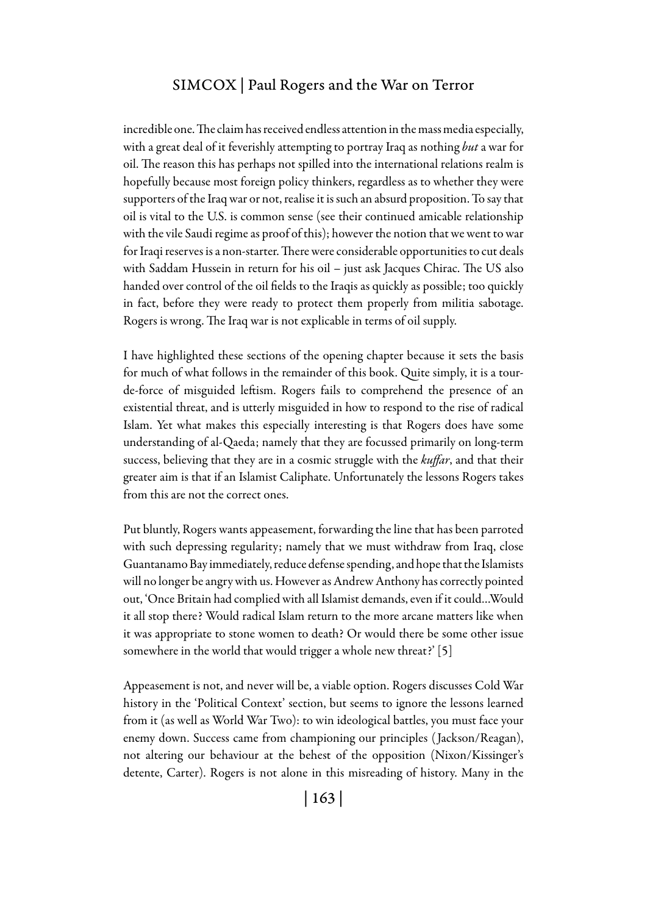incredible one. The claim has received endless attention in the mass media especially, with a great deal of it feverishly attempting to portray Iraq as nothing *but* a war for oil. The reason this has perhaps not spilled into the international relations realm is hopefully because most foreign policy thinkers, regardless as to whether they were supporters of the Iraq war or not, realise it is such an absurd proposition. To say that oil is vital to the U.S. is common sense (see their continued amicable relationship with the vile Saudi regime as proof of this); however the notion that we went to war for Iraqi reserves is a non-starter. There were considerable opportunities to cut deals with Saddam Hussein in return for his oil – just ask Jacques Chirac. The US also handed over control of the oil fields to the Iraqis as quickly as possible; too quickly in fact, before they were ready to protect them properly from militia sabotage. Rogers is wrong. The Iraq war is not explicable in terms of oil supply.

I have highlighted these sections of the opening chapter because it sets the basis for much of what follows in the remainder of this book. Quite simply, it is a tour-de-force of misguided leftism. Rogers fails to comprehend the presence of an existential threat, and is utterly misguided in how to respond to the rise of radical Islam. Yet what makes this especially interesting is that Rogers does have some understanding of al-Qaeda; namely that they are focussed primarily on long-term success, believing that they are in a cosmic struggle with the *kuffar*, and that their greater aim is that if an Islamist Caliphate. Unfortunately the lessons Rogers takes from this are not the correct ones.

Put bluntly, Rogers wants appeasement, forwarding the line that has been parroted with such depressing regularity; namely that we must withdraw from Iraq, close Guantanamo Bay immediately, reduce defense spending, and hope that the Islamists will no longer be angry with us. However as Andrew Anthony has correctly pointed out, 'Once Britain had complied with all Islamist demands, even if it could...Would it all stop there? Would radical Islam return to the more arcane matters like when it was appropriate to stone women to death? Or would there be some other issue somewhere in the world that would trigger a whole new threat?' [5]

Appeasement is not, and never will be, a viable option. Rogers discusses Cold War history in the 'Political Context' section, but seems to ignore the lessons learned from it (as well as World War Two): to win ideological battles, you must face your enemy down. Success came from championing our principles (Jackson/Reagan), not altering our behaviour at the behest of the opposition (Nixon/Kissinger's detente, Carter). Rogers is not alone in this misreading of history. Many in the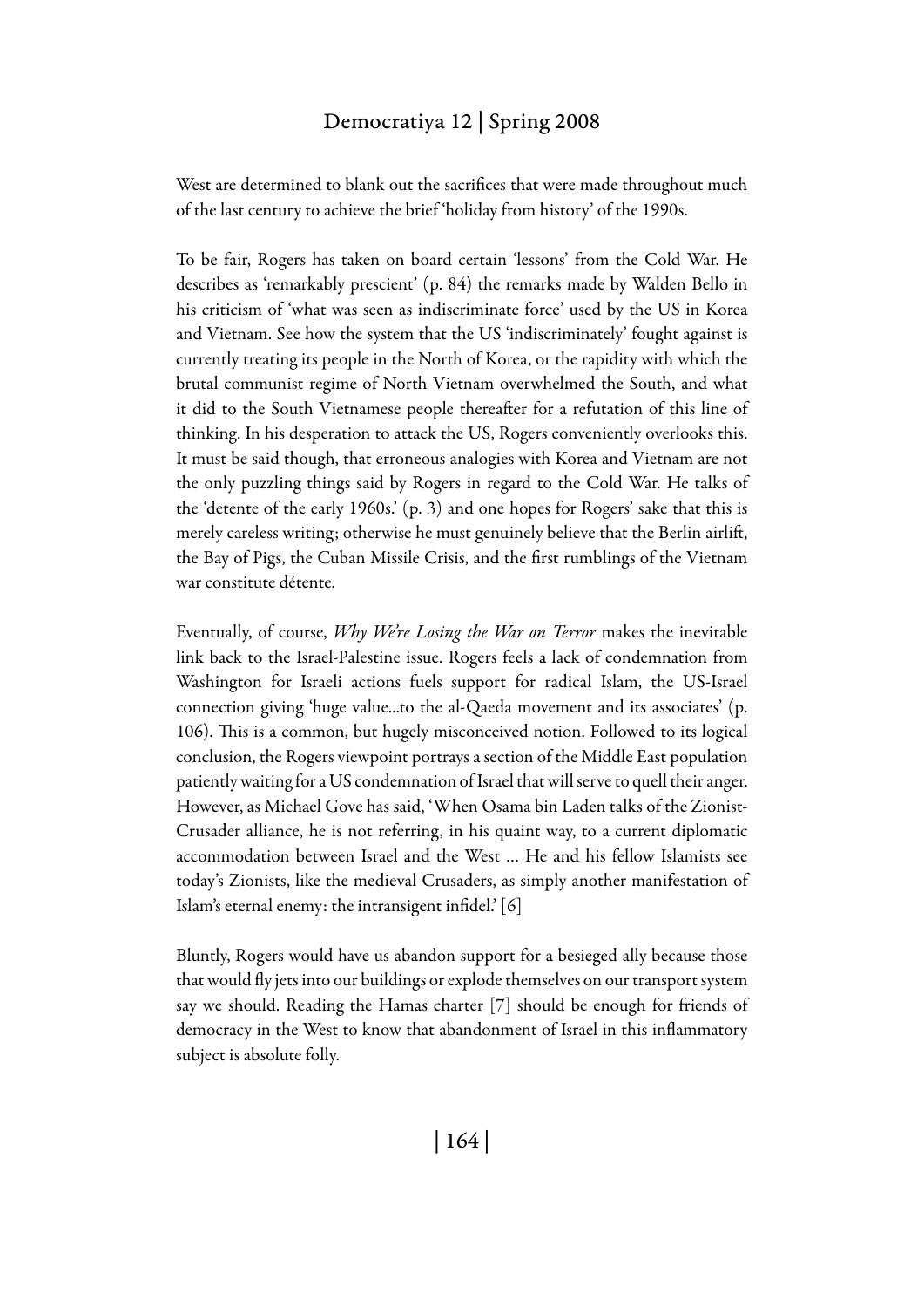West are determined to blank out the sacrifices that were made throughout much of the last century to achieve the brief 'holiday from history' of the 1990s.

To be fair, Rogers has taken on board certain 'lessons' from the Cold War. He describes as 'remarkably prescient' (p. 84) the remarks made by Walden Bello in his criticism of 'what was seen as indiscriminate force' used by the US in Korea and Vietnam. See how the system that the US 'indiscriminately' fought against is currently treating its people in the North of Korea, or the rapidity with which the brutal communist regime of North Vietnam overwhelmed the South, and what it did to the South Vietnamese people thereafter for a refutation of this line of thinking. In his desperation to attack the US, Rogers conveniently overlooks this. It must be said though, that erroneous analogies with Korea and Vietnam are not the only puzzling things said by Rogers in regard to the Cold War. He talks of the 'detente of the early 1960s.' (p. 3) and one hopes for Rogers' sake that this is merely careless writing; otherwise he must genuinely believe that the Berlin airlift, the Bay of Pigs, the Cuban Missile Crisis, and the first rumblings of the Vietnam war constitute détente.

Eventually, of course, *Why We're Losing the War on Terror* makes the inevitable link back to the Israel-Palestine issue. Rogers feels a lack of condemnation from Washington for Israeli actions fuels support for radical Islam, the US-Israel connection giving 'huge value...to the al-Qaeda movement and its associates' (p. 106). This is a common, but hugely misconceived notion. Followed to its logical conclusion, the Rogers viewpoint portrays a section of the Middle East population patiently waiting for a US condemnation of Israel that will serve to quell their anger. However, as Michael Gove has said, 'When Osama bin Laden talks of the Zionist-Crusader alliance, he is not referring, in his quaint way, to a current diplomatic accommodation between Israel and the West ... He and his fellow Islamists see today's Zionists, like the medieval Crusaders, as simply another manifestation of Islam's eternal enemy: the intransigent infidel.' [6]

Bluntly, Rogers would have us abandon support for a besieged ally because those that would fly jets into our buildings or explode themselves on our transport system say we should. Reading the Hamas charter [7] should be enough for friends of democracy in the West to know that abandonment of Israel in this inflammatory subject is absolute folly.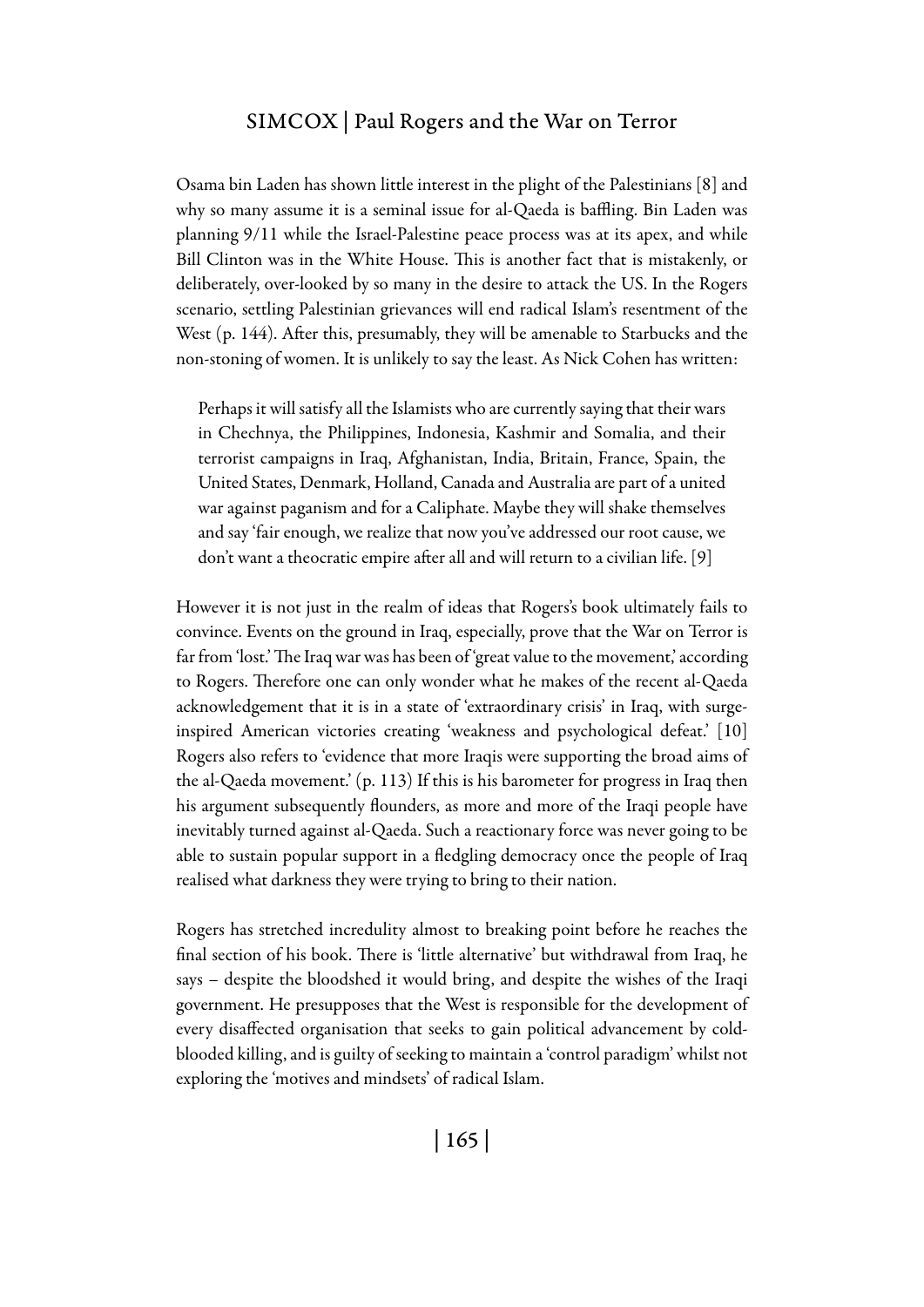Osama bin Laden has shown little interest in the plight of the Palestinians [8] and why so many assume it is a seminal issue for al-Qaeda is baffling. Bin Laden was planning 9/11 while the Israel-Palestine peace process was at its apex, and while Bill Clinton was in the White House. This is another fact that is mistakenly, or deliberately, over-looked by so many in the desire to attack the US. In the Rogers scenario, settling Palestinian grievances will end radical Islam's resentment of the West (p. 144). After this, presumably, they will be amenable to Starbucks and the non-stoning of women. It is unlikely to say the least. As Nick Cohen has written:

> Perhaps it will satisfy all the Islamists who are currently saying that their wars in Chechnya, the Philippines, Indonesia, Kashmir and Somalia, and their terrorist campaigns in Iraq, Afghanistan, India, Britain, France, Spain, the United States, Denmark, Holland, Canada and Australia are part of a united war against paganism and for a Caliphate. Maybe they will shake themselves and say 'fair enough, we realize that now you've addressed our root cause, we don't want a theocratic empire after all and will return to a civilian life. [9]

However it is not just in the realm of ideas that Rogers's book ultimately fails to convince. Events on the ground in Iraq, especially, prove that the War on Terror is far from 'lost.' The Iraq war was has been of 'great value to the movement,' according to Rogers. Therefore one can only wonder what he makes of the recent al-Qaeda acknowledgement that it is in a state of 'extraordinary crisis' in Iraq, with surge-inspired American victories creating 'weakness and psychological defeat.' [10] Rogers also refers to 'evidence that more Iraqis were supporting the broad aims of the al-Qaeda movement.' (p. 113) If this is his barometer for progress in Iraq then his argument subsequently flounders, as more and more of the Iraqi people have inevitably turned against al-Qaeda. Such a reactionary force was never going to be able to sustain popular support in a fledgling democracy once the people of Iraq realised what darkness they were trying to bring to their nation.

Rogers has stretched incredulity almost to breaking point before he reaches the final section of his book. There is 'little alternative' but withdrawal from Iraq, he says – despite the bloodshed it would bring, and despite the wishes of the Iraqi government. He presupposes that the West is responsible for the development of every disaffected organisation that seeks to gain political advancement by cold-blooded killing, and is guilty of seeking to maintain a 'control paradigm' whilst not exploring the 'motives and mindsets' of radical Islam.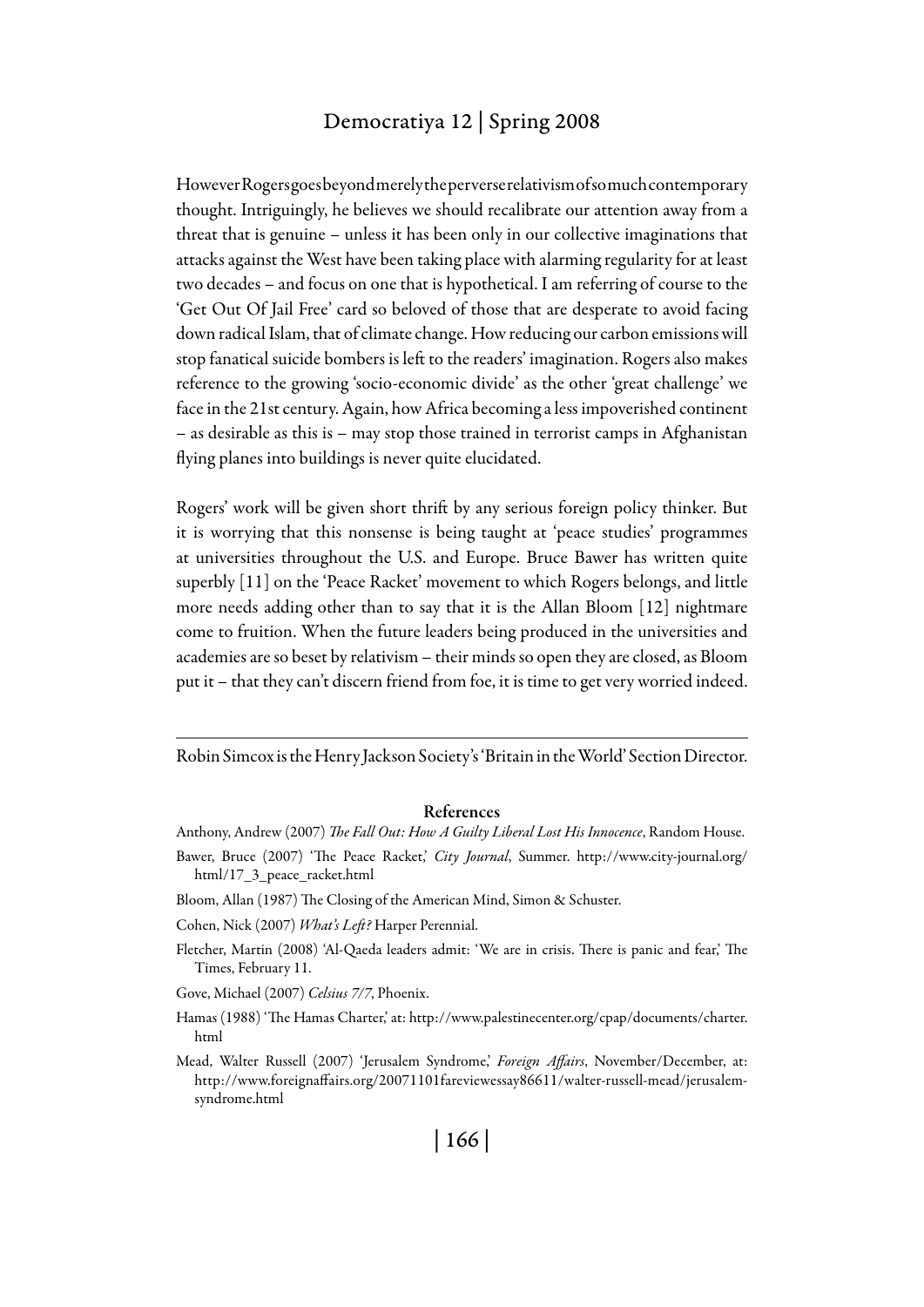However Rogers goes beyond merely the perverse relativism of so much contemporary thought. Intriguingly, he believes we should recalibrate our attention away from a threat that is genuine – unless it has been only in our collective imaginations that attacks against the West have been taking place with alarming regularity for at least two decades – and focus on one that is hypothetical. I am referring of course to the 'Get Out Of Jail Free' card so beloved of those that are desperate to avoid facing down radical Islam, that of climate change. How reducing our carbon emissions will stop fanatical suicide bombers is left to the readers' imagination. Rogers also makes reference to the growing 'socio-economic divide' as the other 'great challenge' we face in the 21st century. Again, how Africa becoming a less impoverished continent – as desirable as this is – may stop those trained in terrorist camps in Afghanistan flying planes into buildings is never quite elucidated.

Rogers' work will be given short thrift by any serious foreign policy thinker. But it is worrying that this nonsense is being taught at 'peace studies' programmes at universities throughout the U.S. and Europe. Bruce Bawer has written quite superbly [11] on the 'Peace Racket' movement to which Rogers belongs, and little more needs adding other than to say that it is the Allan Bloom [12] nightmare come to fruition. When the future leaders being produced in the universities and academies are so beset by relativism – their minds so open they are closed, as Bloom put it – that they can't discern friend from foe, it is time to get very worried indeed.

---

Robin Simcox is the Henry Jackson Society's 'Britain in the World' Section Director.

## References

Anthony, Andrew (2007) *The Fall Out: How A Guilty Liberal Lost His Innocence*, Random House.

Bawer, Bruce (2007) 'The Peace Racket,' *City Journal*, Summer. http://www.city-journal.org/html/17_3_peace_racket.html

Bloom, Allan (1987) The Closing of the American Mind, Simon & Schuster.

Cohen, Nick (2007) *What's Left?* Harper Perennial.

Fletcher, Martin (2008) 'Al-Qaeda leaders admit: 'We are in crisis. There is panic and fear,' The Times, February 11.

Gove, Michael (2007) *Celsius 7/7*, Phoenix.

Hamas (1988) 'The Hamas Charter,' at: http://www.palestinecenter.org/cpap/documents/charter.html

Mead, Walter Russell (2007) 'Jerusalem Syndrome,' *Foreign Affairs*, November/December, at: http://www.foreignaffairs.org/20071101fareviewessay86611/walter-russell-mead/jerusalem-syndrome.html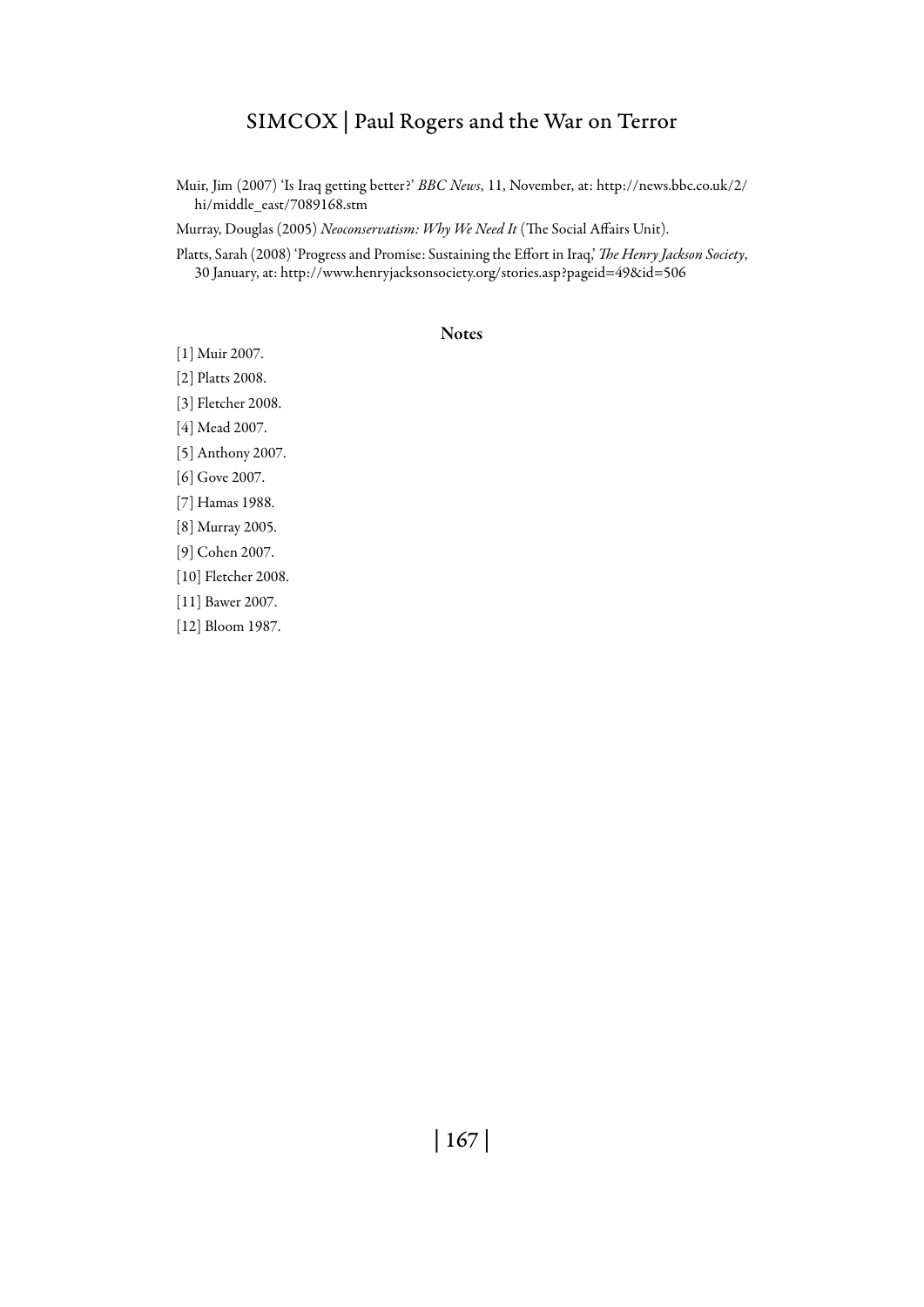Muir, Jim (2007) 'Is Iraq getting better?' *BBC News*, 11, November, at: http://news.bbc.co.uk/2/hi/middle_east/7089168.stm

Murray, Douglas (2005) *Neoconservatism: Why We Need It* (The Social Affairs Unit).

Platts, Sarah (2008) 'Progress and Promise: Sustaining the Effort in Iraq,' *The Henry Jackson Society*, 30 January, at: http://www.henryjacksonsociety.org/stories.asp?pageid=49&id=506

## Notes

[1] Muir 2007.

[2] Platts 2008.

[3] Fletcher 2008.

[4] Mead 2007.

[5] Anthony 2007.

[6] Gove 2007.

[7] Hamas 1988.

[8] Murray 2005.

[9] Cohen 2007.

[10] Fletcher 2008.

[11] Bawer 2007.

[12] Bloom 1987.